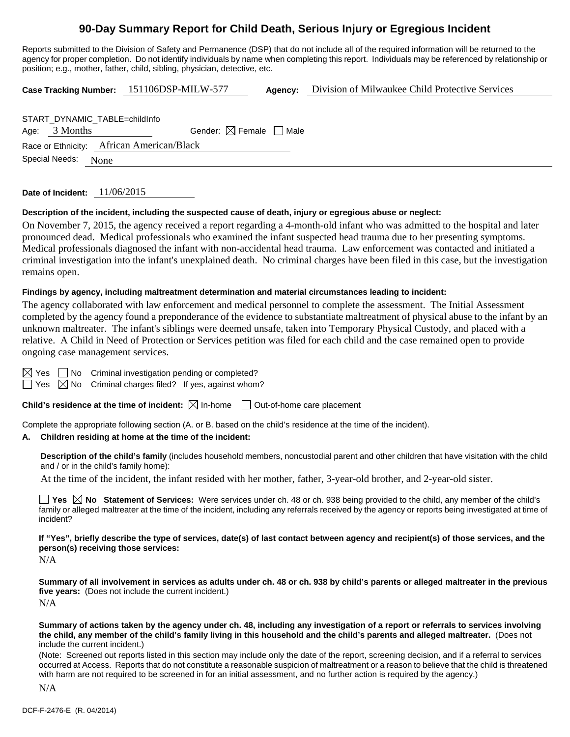# 90-Day Summary Report for Child Death, Serious Injury or Egregious Incident

Reports submitted to the Division of Safety and Permanence (DSP) that do not include all of the required information will be returned to the agency for proper completion. Do not identify individuals by name when completing this report. Individuals may be referenced by relationship or position; e.g., mother, father, child, sibling, physician, detective, etc.

**Case Tracking Number:** 151106DSP-MILW-577 **Agency:** Division of Milwaukee Child Protective Services

START_DYNAMIC_TABLE=childInfo

Age: 3 Months Gender: ☒ Female ☐ Male

Race or Ethnicity: African American/Black

Special Needs: None

**Date of Incident:** 11/06/2015

**Description of the incident, including the suspected cause of death, injury or egregious abuse or neglect:**

On November 7, 2015, the agency received a report regarding a 4-month-old infant who was admitted to the hospital and later pronounced dead. Medical professionals who examined the infant suspected head trauma due to her presenting symptoms. Medical professionals diagnosed the infant with non-accidental head trauma. Law enforcement was contacted and initiated a criminal investigation into the infant's unexplained death. No criminal charges have been filed in this case, but the investigation remains open.

**Findings by agency, including maltreatment determination and material circumstances leading to incident:**

The agency collaborated with law enforcement and medical personnel to complete the assessment. The Initial Assessment completed by the agency found a preponderance of the evidence to substantiate maltreatment of physical abuse to the infant by an unknown maltreater. The infant's siblings were deemed unsafe, taken into Temporary Physical Custody, and placed with a relative. A Child in Need of Protection or Services petition was filed for each child and the case remained open to provide ongoing case management services.

☒ Yes ☐ No Criminal investigation pending or completed?

☐ Yes ☒ No Criminal charges filed? If yes, against whom?

**Child's residence at the time of incident:** ☒ In-home ☐ Out-of-home care placement

Complete the appropriate following section (A. or B. based on the child's residence at the time of the incident).

**A. Children residing at home at the time of the incident:**

**Description of the child's family** (includes household members, noncustodial parent and other children that have visitation with the child and / or in the child's family home):

At the time of the incident, the infant resided with her mother, father, 3-year-old brother, and 2-year-old sister.

☐ **Yes** ☒ **No Statement of Services:** Were services under ch. 48 or ch. 938 being provided to the child, any member of the child's family or alleged maltreater at the time of the incident, including any referrals received by the agency or reports being investigated at time of incident?

**If "Yes", briefly describe the type of services, date(s) of last contact between agency and recipient(s) of those services, and the person(s) receiving those services:**

N/A

**Summary of all involvement in services as adults under ch. 48 or ch. 938 by child's parents or alleged maltreater in the previous five years:** (Does not include the current incident.)

N/A

**Summary of actions taken by the agency under ch. 48, including any investigation of a report or referrals to services involving the child, any member of the child's family living in this household and the child's parents and alleged maltreater.** (Does not include the current incident.)

(Note: Screened out reports listed in this section may include only the date of the report, screening decision, and if a referral to services occurred at Access. Reports that do not constitute a reasonable suspicion of maltreatment or a reason to believe that the child is threatened with harm are not required to be screened in for an initial assessment, and no further action is required by the agency.)

N/A

DCF-F-2476-E (R. 04/2014)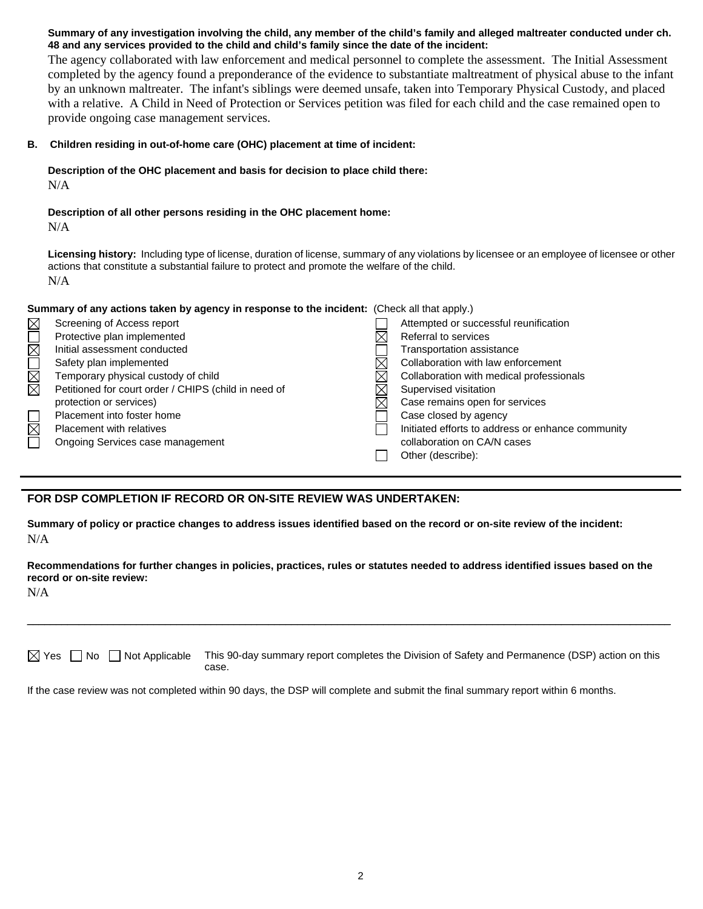**Summary of any investigation involving the child, any member of the child's family and alleged maltreater conducted under ch. 48 and any services provided to the child and child's family since the date of the incident:**

The agency collaborated with law enforcement and medical personnel to complete the assessment. The Initial Assessment completed by the agency found a preponderance of the evidence to substantiate maltreatment of physical abuse to the infant by an unknown maltreater. The infant's siblings were deemed unsafe, taken into Temporary Physical Custody, and placed with a relative. A Child in Need of Protection or Services petition was filed for each child and the case remained open to provide ongoing case management services.

**B. Children residing in out-of-home care (OHC) placement at time of incident:**

**Description of the OHC placement and basis for decision to place child there:**
N/A

**Description of all other persons residing in the OHC placement home:**
N/A

**Licensing history:** Including type of license, duration of license, summary of any violations by licensee or an employee of licensee or other actions that constitute a substantial failure to protect and promote the welfare of the child.
N/A

**Summary of any actions taken by agency in response to the incident:** (Check all that apply.)

- ☒ Screening of Access report
- ☐ Protective plan implemented
- ☒ Initial assessment conducted
- ☐ Safety plan implemented
- ☒ Temporary physical custody of child
- ☒ Petitioned for court order / CHIPS (child in need of protection or services)
- ☐ Placement into foster home
- ☒ Placement with relatives
- ☐ Ongoing Services case management
- ☐ Attempted or successful reunification
- ☒ Referral to services
- ☐ Transportation assistance
- ☒ Collaboration with law enforcement
- ☒ Collaboration with medical professionals
- ☒ Supervised visitation
- ☒ Case remains open for services
- ☐ Case closed by agency
- ☐ Initiated efforts to address or enhance community collaboration on CA/N cases
- ☐ Other (describe):

---

## FOR DSP COMPLETION IF RECORD OR ON-SITE REVIEW WAS UNDERTAKEN:

**Summary of policy or practice changes to address issues identified based on the record or on-site review of the incident:**
N/A

**Recommendations for further changes in policies, practices, rules or statutes needed to address identified issues based on the record or on-site review:**
N/A

---

☒ Yes ☐ No ☐ Not Applicable This 90-day summary report completes the Division of Safety and Permanence (DSP) action on this case.

If the case review was not completed within 90 days, the DSP will complete and submit the final summary report within 6 months.